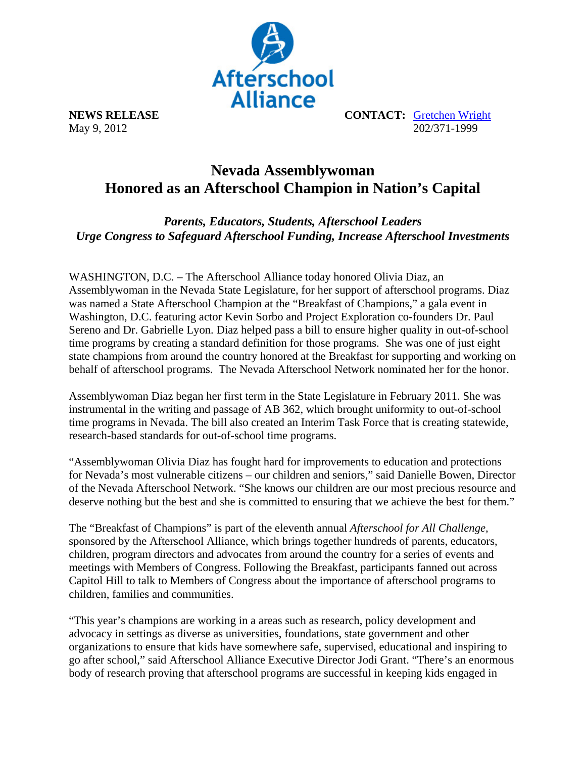**NEWS RELEASE**
May 9, 2012

**CONTACT:** Gretchen Wright
202/371-1999

# Nevada Assemblywoman Honored as an Afterschool Champion in Nation's Capital

***Parents, Educators, Students, Afterschool Leaders Urge Congress to Safeguard Afterschool Funding, Increase Afterschool Investments***

WASHINGTON, D.C. – The Afterschool Alliance today honored Olivia Diaz, an Assemblywoman in the Nevada State Legislature, for her support of afterschool programs. Diaz was named a State Afterschool Champion at the "Breakfast of Champions," a gala event in Washington, D.C. featuring actor Kevin Sorbo and Project Exploration co-founders Dr. Paul Sereno and Dr. Gabrielle Lyon. Diaz helped pass a bill to ensure higher quality in out-of-school time programs by creating a standard definition for those programs. She was one of just eight state champions from around the country honored at the Breakfast for supporting and working on behalf of afterschool programs. The Nevada Afterschool Network nominated her for the honor.

Assemblywoman Diaz began her first term in the State Legislature in February 2011. She was instrumental in the writing and passage of AB 362, which brought uniformity to out-of-school time programs in Nevada. The bill also created an Interim Task Force that is creating statewide, research-based standards for out-of-school time programs.

"Assemblywoman Olivia Diaz has fought hard for improvements to education and protections for Nevada's most vulnerable citizens – our children and seniors," said Danielle Bowen, Director of the Nevada Afterschool Network. "She knows our children are our most precious resource and deserve nothing but the best and she is committed to ensuring that we achieve the best for them."

The "Breakfast of Champions" is part of the eleventh annual *Afterschool for All Challenge*, sponsored by the Afterschool Alliance, which brings together hundreds of parents, educators, children, program directors and advocates from around the country for a series of events and meetings with Members of Congress. Following the Breakfast, participants fanned out across Capitol Hill to talk to Members of Congress about the importance of afterschool programs to children, families and communities.

"This year's champions are working in a areas such as research, policy development and advocacy in settings as diverse as universities, foundations, state government and other organizations to ensure that kids have somewhere safe, supervised, educational and inspiring to go after school," said Afterschool Alliance Executive Director Jodi Grant. "There's an enormous body of research proving that afterschool programs are successful in keeping kids engaged in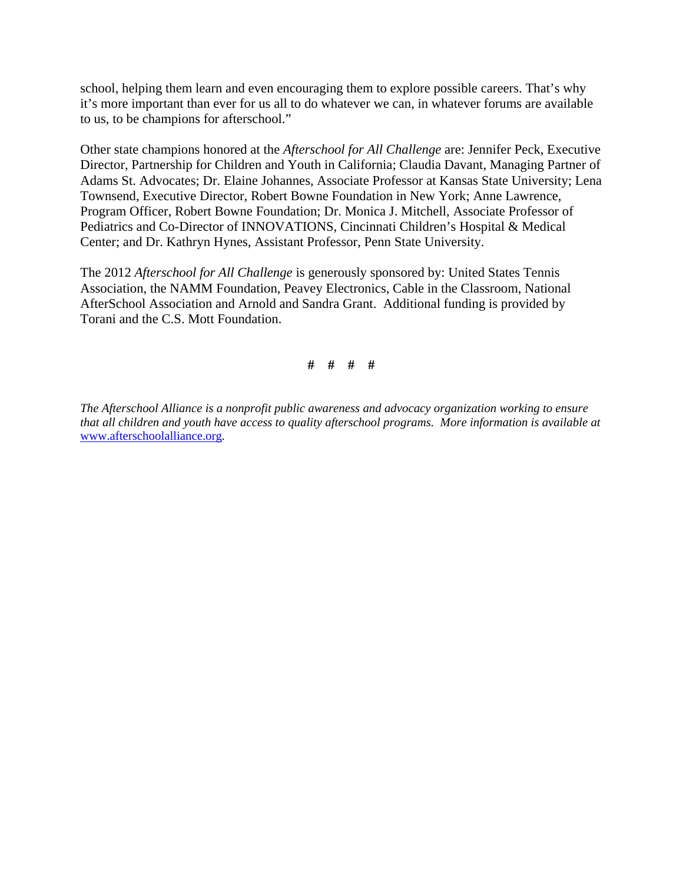school, helping them learn and even encouraging them to explore possible careers. That's why it's more important than ever for us all to do whatever we can, in whatever forums are available to us, to be champions for afterschool."

Other state champions honored at the *Afterschool for All Challenge* are: Jennifer Peck, Executive Director, Partnership for Children and Youth in California; Claudia Davant, Managing Partner of Adams St. Advocates; Dr. Elaine Johannes, Associate Professor at Kansas State University; Lena Townsend, Executive Director, Robert Bowne Foundation in New York; Anne Lawrence, Program Officer, Robert Bowne Foundation; Dr. Monica J. Mitchell, Associate Professor of Pediatrics and Co-Director of INNOVATIONS, Cincinnati Children's Hospital & Medical Center; and Dr. Kathryn Hynes, Assistant Professor, Penn State University.

The 2012 *Afterschool for All Challenge* is generously sponsored by: United States Tennis Association, the NAMM Foundation, Peavey Electronics, Cable in the Classroom, National AfterSchool Association and Arnold and Sandra Grant. Additional funding is provided by Torani and the C.S. Mott Foundation.

# # # #

*The Afterschool Alliance is a nonprofit public awareness and advocacy organization working to ensure that all children and youth have access to quality afterschool programs. More information is available at [www.afterschoolalliance.org](http://www.afterschoolalliance.org).*